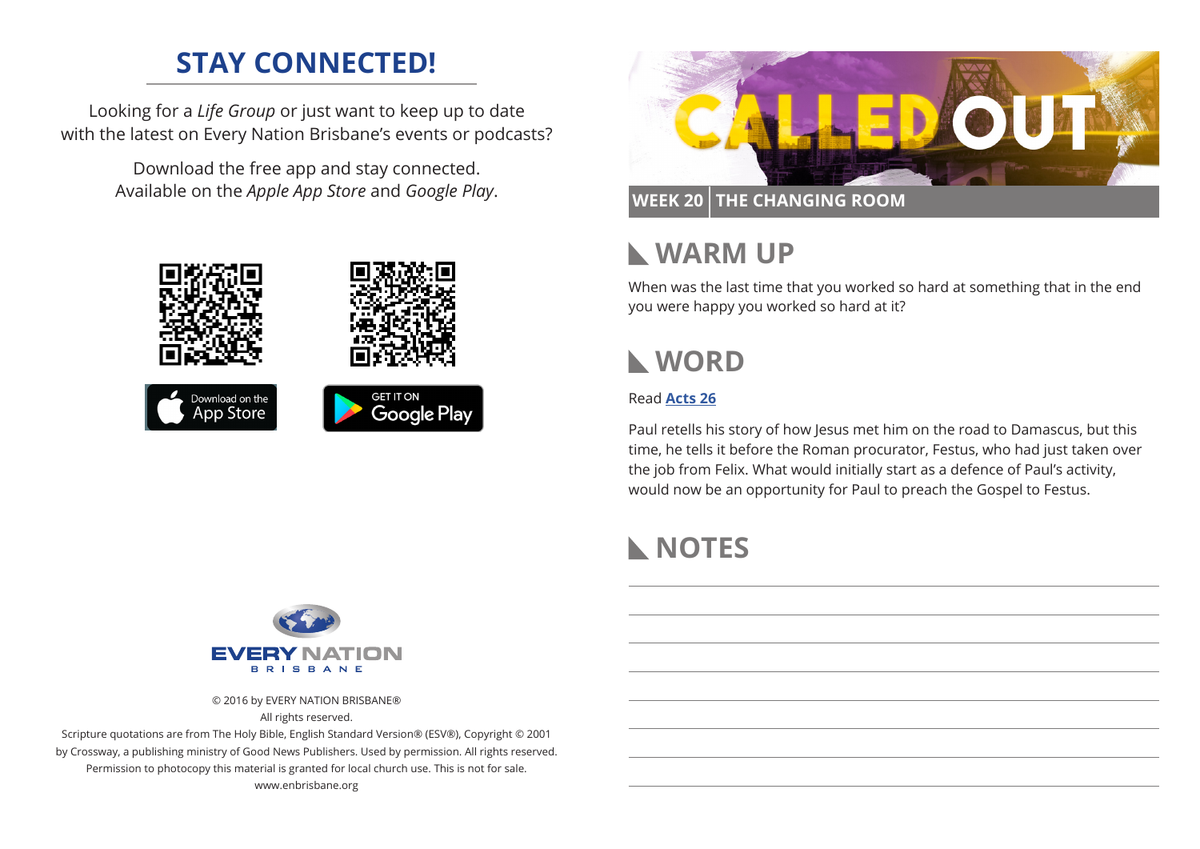## STAY CONNECTED!

Looking for a *Life Group* or just want to keep up to date with the latest on Every Nation Brisbane's events or podcasts?

Download the free app and stay connected. Available on the *Apple App Store* and *Google Play*.

Download on the App Store

GET IT ON Google Play

EVERY NATION BRISBANE

© 2016 by EVERY NATION BRISBANE®
All rights reserved.
Scripture quotations are from The Holy Bible, English Standard Version® (ESV®), Copyright © 2001 by Crossway, a publishing ministry of Good News Publishers. Used by permission. All rights reserved.
Permission to photocopy this material is granted for local church use. This is not for sale.
www.enbrisbane.org

# CALLED OUT

**WEEK 20 | THE CHANGING ROOM**

## WARM UP

When was the last time that you worked so hard at something that in the end you were happy you worked so hard at it?

## WORD

Read **Acts 26**

Paul retells his story of how Jesus met him on the road to Damascus, but this time, he tells it before the Roman procurator, Festus, who had just taken over the job from Felix. What would initially start as a defence of Paul's activity, would now be an opportunity for Paul to preach the Gospel to Festus.

## NOTES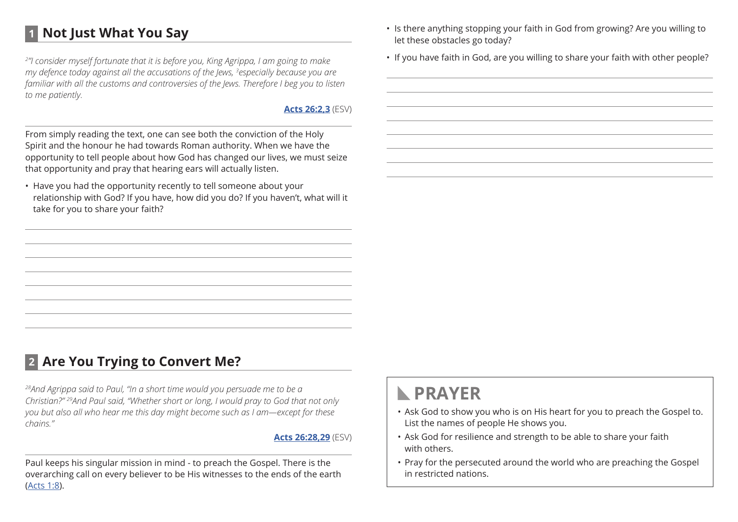## 1 Not Just What You Say

*[2]"I consider myself fortunate that it is before you, King Agrippa, I am going to make my defence today against all the accusations of the Jews, [3]especially because you are familiar with all the customs and controversies of the Jews. Therefore I beg you to listen to me patiently.*

**Acts 26:2,3** (ESV)

From simply reading the text, one can see both the conviction of the Holy Spirit and the honour he had towards Roman authority. When we have the opportunity to tell people about how God has changed our lives, we must seize that opportunity and pray that hearing ears will actually listen.

- Have you had the opportunity recently to tell someone about your relationship with God? If you have, how did you do? If you haven't, what will it take for you to share your faith?

## 2 Are You Trying to Convert Me?

*[28]And Agrippa said to Paul, "In a short time would you persuade me to be a Christian?" [29]And Paul said, "Whether short or long, I would pray to God that not only you but also all who hear me this day might become such as I am—except for these chains."*

**Acts 26:28,29** (ESV)

Paul keeps his singular mission in mind - to preach the Gospel. There is the overarching call on every believer to be His witnesses to the ends of the earth (Acts 1:8).

- Is there anything stopping your faith in God from growing? Are you willing to let these obstacles go today?
- If you have faith in God, are you willing to share your faith with other people?

## PRAYER

- Ask God to show you who is on His heart for you to preach the Gospel to. List the names of people He shows you.
- Ask God for resilience and strength to be able to share your faith with others.
- Pray for the persecuted around the world who are preaching the Gospel in restricted nations.